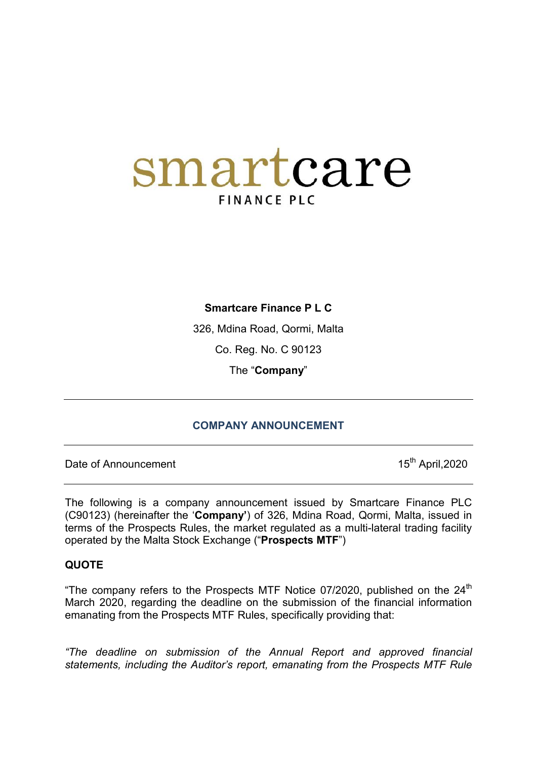smartcare
FINANCE PLC

**Smartcare Finance P L C**

326, Mdina Road, Qormi, Malta

Co. Reg. No. C 90123

The "**Company**"

---

**COMPANY ANNOUNCEMENT**

---

Date of Announcement 15th April,2020

---

The following is a company announcement issued by Smartcare Finance PLC (C90123) (hereinafter the '**Company'**) of 326, Mdina Road, Qormi, Malta, issued in terms of the Prospects Rules, the market regulated as a multi-lateral trading facility operated by the Malta Stock Exchange ("**Prospects MTF**")

**QUOTE**

"The company refers to the Prospects MTF Notice 07/2020, published on the 24th March 2020, regarding the deadline on the submission of the financial information emanating from the Prospects MTF Rules, specifically providing that:

*"The deadline on submission of the Annual Report and approved financial statements, including the Auditor's report, emanating from the Prospects MTF Rule*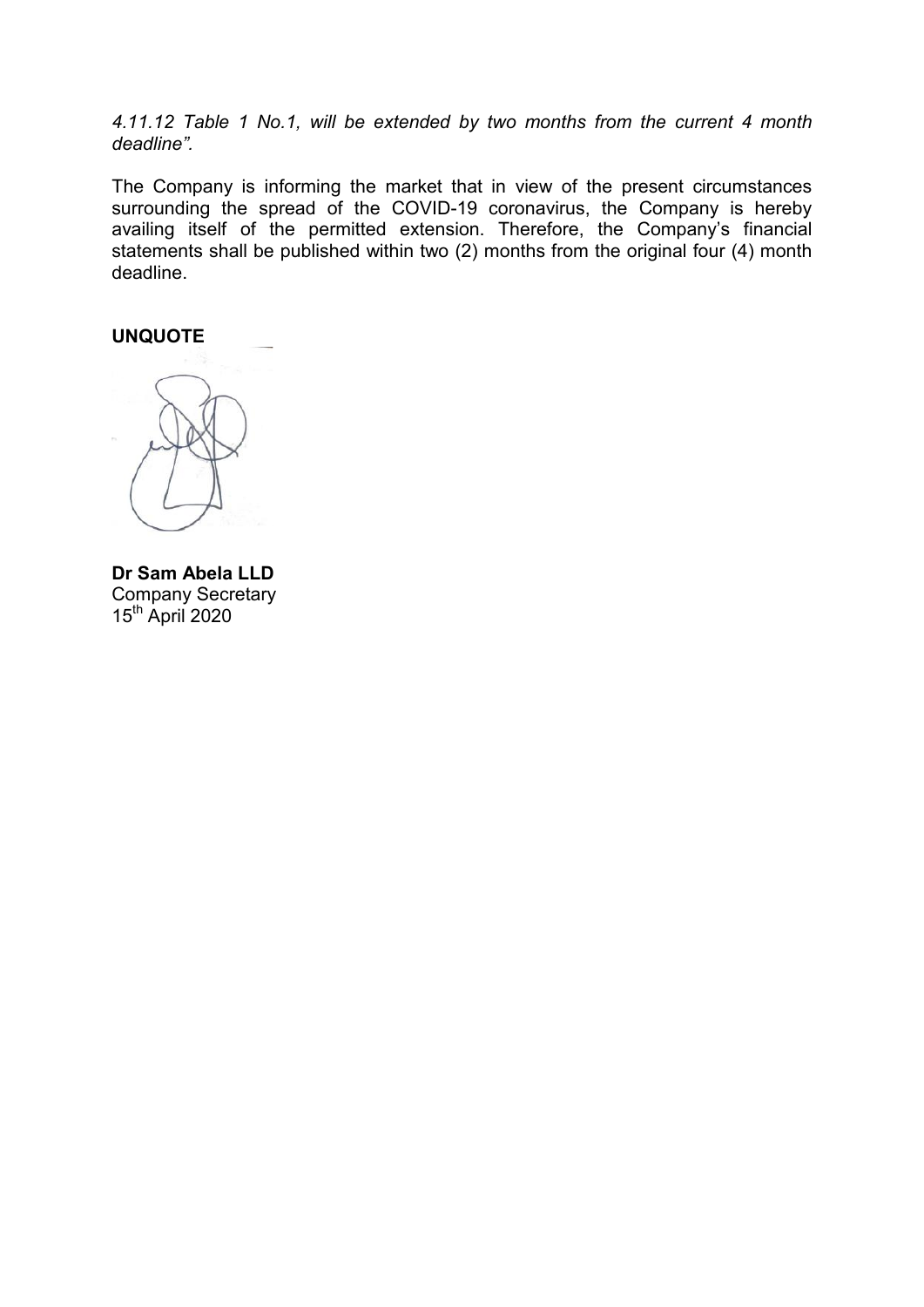*4.11.12 Table 1 No.1, will be extended by two months from the current 4 month deadline".*

The Company is informing the market that in view of the present circumstances surrounding the spread of the COVID-19 coronavirus, the Company is hereby availing itself of the permitted extension. Therefore, the Company's financial statements shall be published within two (2) months from the original four (4) month deadline.

**UNQUOTE**

**Dr Sam Abela LLD**
Company Secretary
15th April 2020